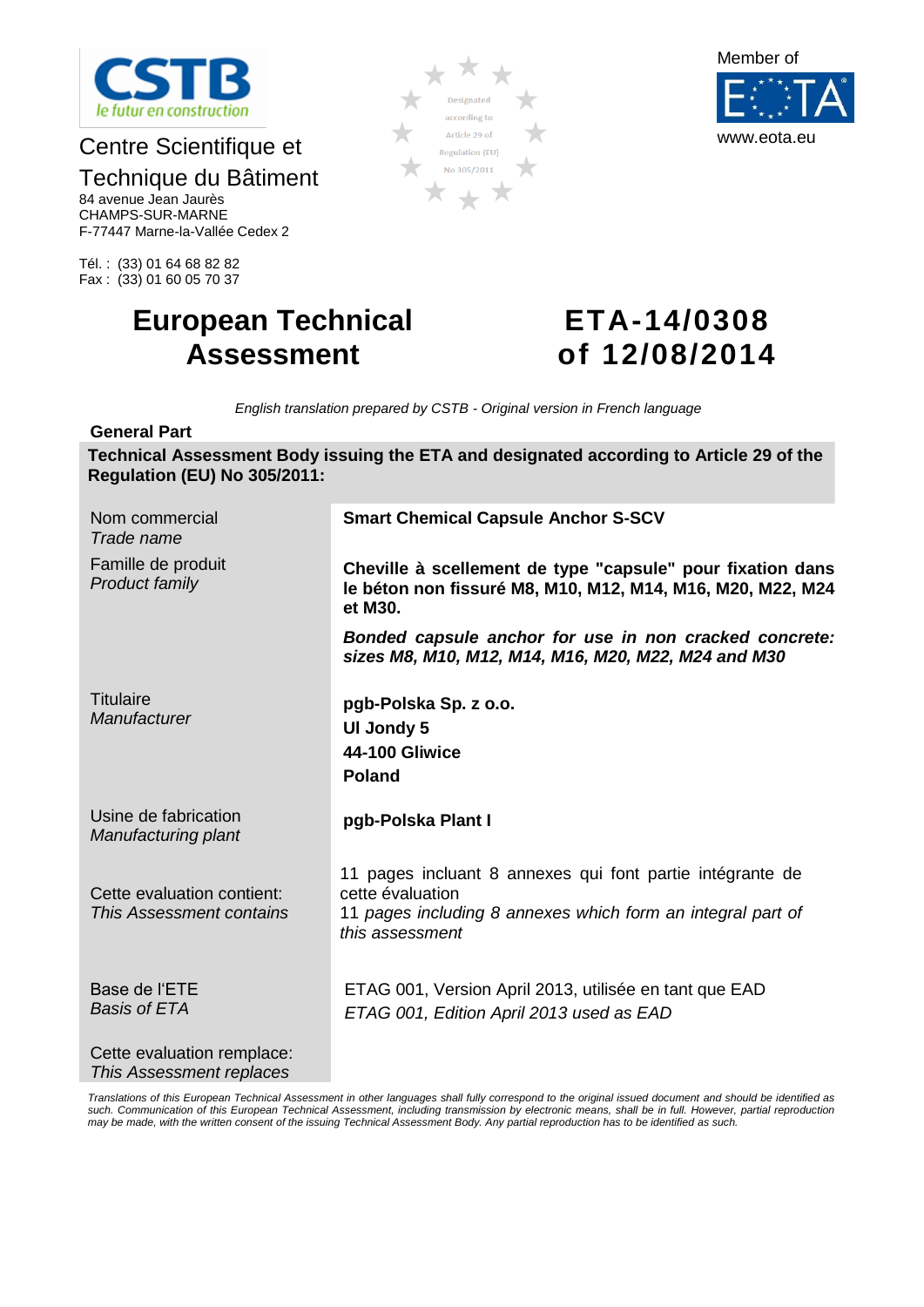CSTB
le futur en construction

Centre Scientifique et Technique du Bâtiment
84 avenue Jean Jaurès
CHAMPS-SUR-MARNE
F-77447 Marne-la-Vallée Cedex 2

Tél. : (33) 01 64 68 82 82
Fax : (33) 01 60 05 70 37

Designated according to Article 29 of Regulation (EU) No 305/2011

Member of EOTA
www.eota.eu

# European Technical Assessment

# ETA-14/0308 of 12/08/2014

*English translation prepared by CSTB - Original version in French language*

**General Part**

**Technical Assessment Body issuing the ETA and designated according to Article 29 of the Regulation (EU) No 305/2011:**

| | |
|---|---|
| Nom commercial<br>*Trade name* | **Smart Chemical Capsule Anchor S-SCV** |
| Famille de produit<br>*Product family* | **Cheville à scellement de type "capsule" pour fixation dans le béton non fissuré M8, M10, M12, M14, M16, M20, M22, M24 et M30.**<br>***Bonded capsule anchor for use in non cracked concrete: sizes M8, M10, M12, M14, M16, M20, M22, M24 and M30*** |
| Titulaire<br>*Manufacturer* | **pgb-Polska Sp. z o.o.**<br>**Ul Jondy 5**<br>**44-100 Gliwice**<br>**Poland** |
| Usine de fabrication<br>*Manufacturing plant* | **pgb-Polska Plant I** |
| Cette evaluation contient:<br>*This Assessment contains* | 11 pages incluant 8 annexes qui font partie intégrante de cette évaluation<br>*11 pages including 8 annexes which form an integral part of this assessment* |
| Base de l'ETE<br>*Basis of ETA* | ETAG 001, Version April 2013, utilisée en tant que EAD<br>*ETAG 001, Edition April 2013 used as EAD* |
| Cette evaluation remplace:<br>*This Assessment replaces* | |

*Translations of this European Technical Assessment in other languages shall fully correspond to the original issued document and should be identified as such. Communication of this European Technical Assessment, including transmission by electronic means, shall be in full. However, partial reproduction may be made, with the written consent of the issuing Technical Assessment Body. Any partial reproduction has to be identified as such.*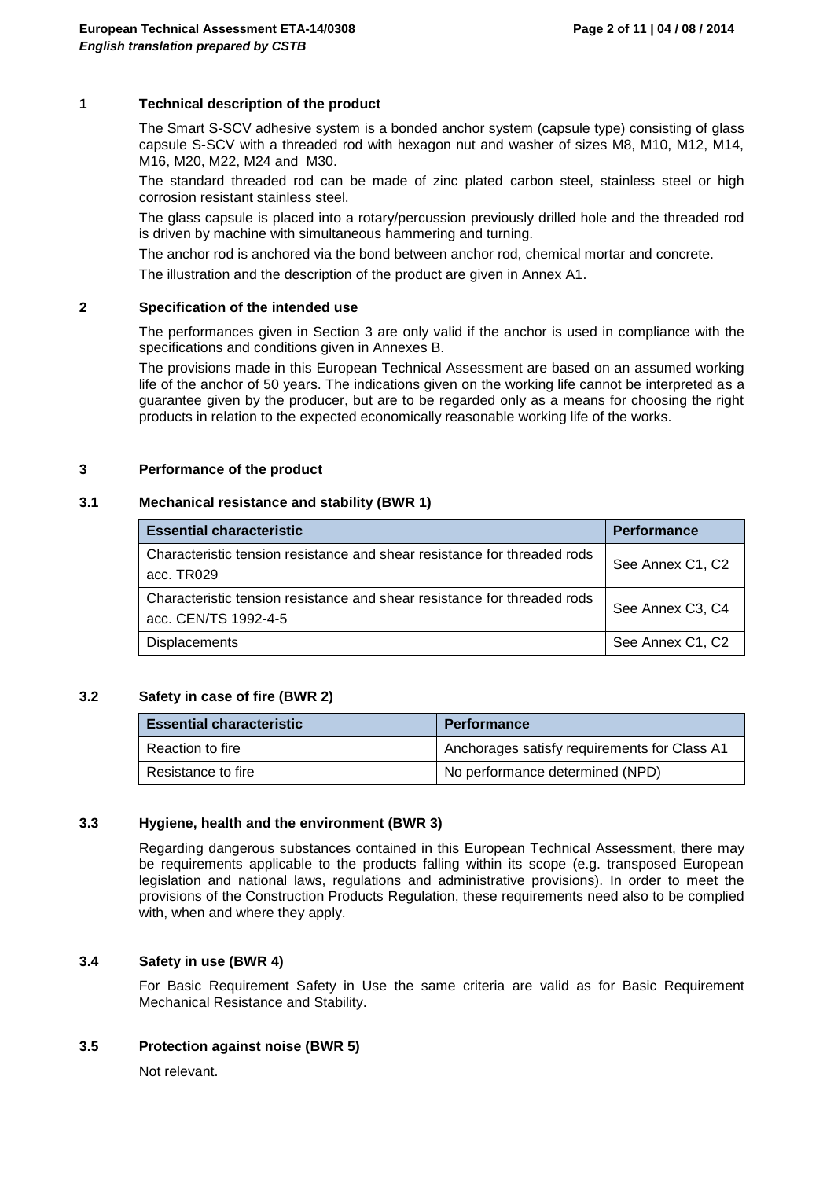## 1 Technical description of the product

The Smart S-SCV adhesive system is a bonded anchor system (capsule type) consisting of glass capsule S-SCV with a threaded rod with hexagon nut and washer of sizes M8, M10, M12, M14, M16, M20, M22, M24 and M30.

The standard threaded rod can be made of zinc plated carbon steel, stainless steel or high corrosion resistant stainless steel.

The glass capsule is placed into a rotary/percussion previously drilled hole and the threaded rod is driven by machine with simultaneous hammering and turning.

The anchor rod is anchored via the bond between anchor rod, chemical mortar and concrete.

The illustration and the description of the product are given in Annex A1.

## 2 Specification of the intended use

The performances given in Section 3 are only valid if the anchor is used in compliance with the specifications and conditions given in Annexes B.

The provisions made in this European Technical Assessment are based on an assumed working life of the anchor of 50 years. The indications given on the working life cannot be interpreted as a guarantee given by the producer, but are to be regarded only as a means for choosing the right products in relation to the expected economically reasonable working life of the works.

## 3 Performance of the product

### 3.1 Mechanical resistance and stability (BWR 1)

| Essential characteristic | Performance |
|---|---|
| Characteristic tension resistance and shear resistance for threaded rods acc. TR029 | See Annex C1, C2 |
| Characteristic tension resistance and shear resistance for threaded rods acc. CEN/TS 1992-4-5 | See Annex C3, C4 |
| Displacements | See Annex C1, C2 |

### 3.2 Safety in case of fire (BWR 2)

| Essential characteristic | Performance |
|---|---|
| Reaction to fire | Anchorages satisfy requirements for Class A1 |
| Resistance to fire | No performance determined (NPD) |

### 3.3 Hygiene, health and the environment (BWR 3)

Regarding dangerous substances contained in this European Technical Assessment, there may be requirements applicable to the products falling within its scope (e.g. transposed European legislation and national laws, regulations and administrative provisions). In order to meet the provisions of the Construction Products Regulation, these requirements need also to be complied with, when and where they apply.

### 3.4 Safety in use (BWR 4)

For Basic Requirement Safety in Use the same criteria are valid as for Basic Requirement Mechanical Resistance and Stability.

### 3.5 Protection against noise (BWR 5)

Not relevant.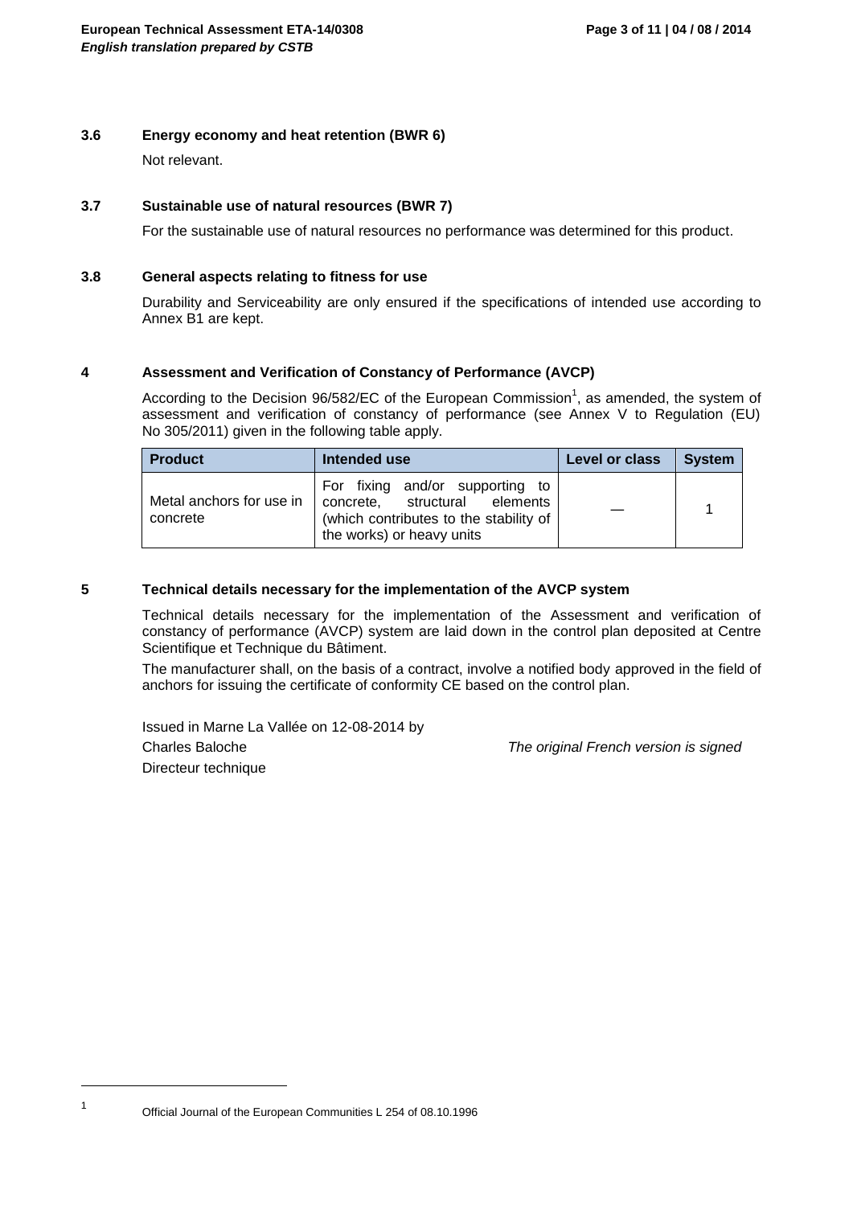### 3.6 Energy economy and heat retention (BWR 6)

Not relevant.

### 3.7 Sustainable use of natural resources (BWR 7)

For the sustainable use of natural resources no performance was determined for this product.

### 3.8 General aspects relating to fitness for use

Durability and Serviceability are only ensured if the specifications of intended use according to Annex B1 are kept.

## 4 Assessment and Verification of Constancy of Performance (AVCP)

According to the Decision 96/582/EC of the European Commission[1], as amended, the system of assessment and verification of constancy of performance (see Annex V to Regulation (EU) No 305/2011) given in the following table apply.

| Product | Intended use | Level or class | System |
|---|---|---|---|
| Metal anchors for use in concrete | For fixing and/or supporting to concrete, structural elements (which contributes to the stability of the works) or heavy units | — | 1 |

## 5 Technical details necessary for the implementation of the AVCP system

Technical details necessary for the implementation of the Assessment and verification of constancy of performance (AVCP) system are laid down in the control plan deposited at Centre Scientifique et Technique du Bâtiment.

The manufacturer shall, on the basis of a contract, involve a notified body approved in the field of anchors for issuing the certificate of conformity CE based on the control plan.

Issued in Marne La Vallée on 12-08-2014 by

Charles Baloche

Directeur technique

*The original French version is signed*

[1] Official Journal of the European Communities L 254 of 08.10.1996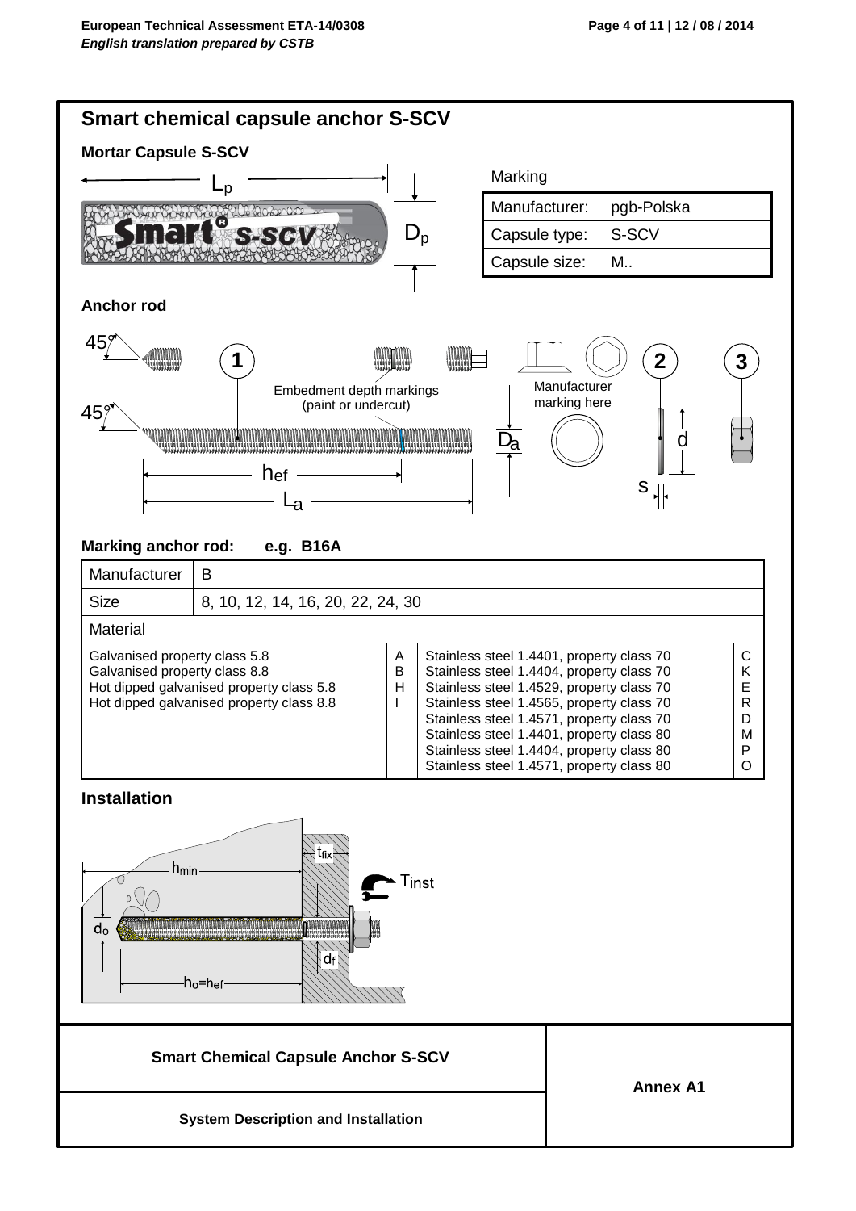# Smart chemical capsule anchor S-SCV

## Mortar Capsule S-SCV

$L_p$ $D_p$

Marking

| Manufacturer: | pgb-Polska |
|---|---|
| Capsule type: | S-SCV |
| Capsule size: | M.. |

## Anchor rod

45° 1 Embedment depth markings (paint or undercut) Manufacturer marking here 2 3

45° $h_{ef}$ $L_a$ $D_a$ d s

## Marking anchor rod: e.g. B16A

| Manufacturer | B | | |
|---|---|---|---|
| Size | 8, 10, 12, 14, 16, 20, 22, 24, 30 | | |
| Material | | | |
| Galvanised property class 5.8<br>Galvanised property class 8.8<br>Hot dipped galvanised property class 5.8<br>Hot dipped galvanised property class 8.8 | A<br>B<br>H<br>I | Stainless steel 1.4401, property class 70<br>Stainless steel 1.4404, property class 70<br>Stainless steel 1.4529, property class 70<br>Stainless steel 1.4565, property class 70<br>Stainless steel 1.4571, property class 70<br>Stainless steel 1.4401, property class 80<br>Stainless steel 1.4404, property class 80<br>Stainless steel 1.4571, property class 80 | C<br>K<br>E<br>R<br>D<br>M<br>P<br>O |

## Installation

$h_{min}$ $t_{fix}$ $T_{inst}$ $d_o$ $d_f$ $h_o=h_{ef}$

| Smart Chemical Capsule Anchor S-SCV | Annex A1 |
|---|---|
| System Description and Installation | |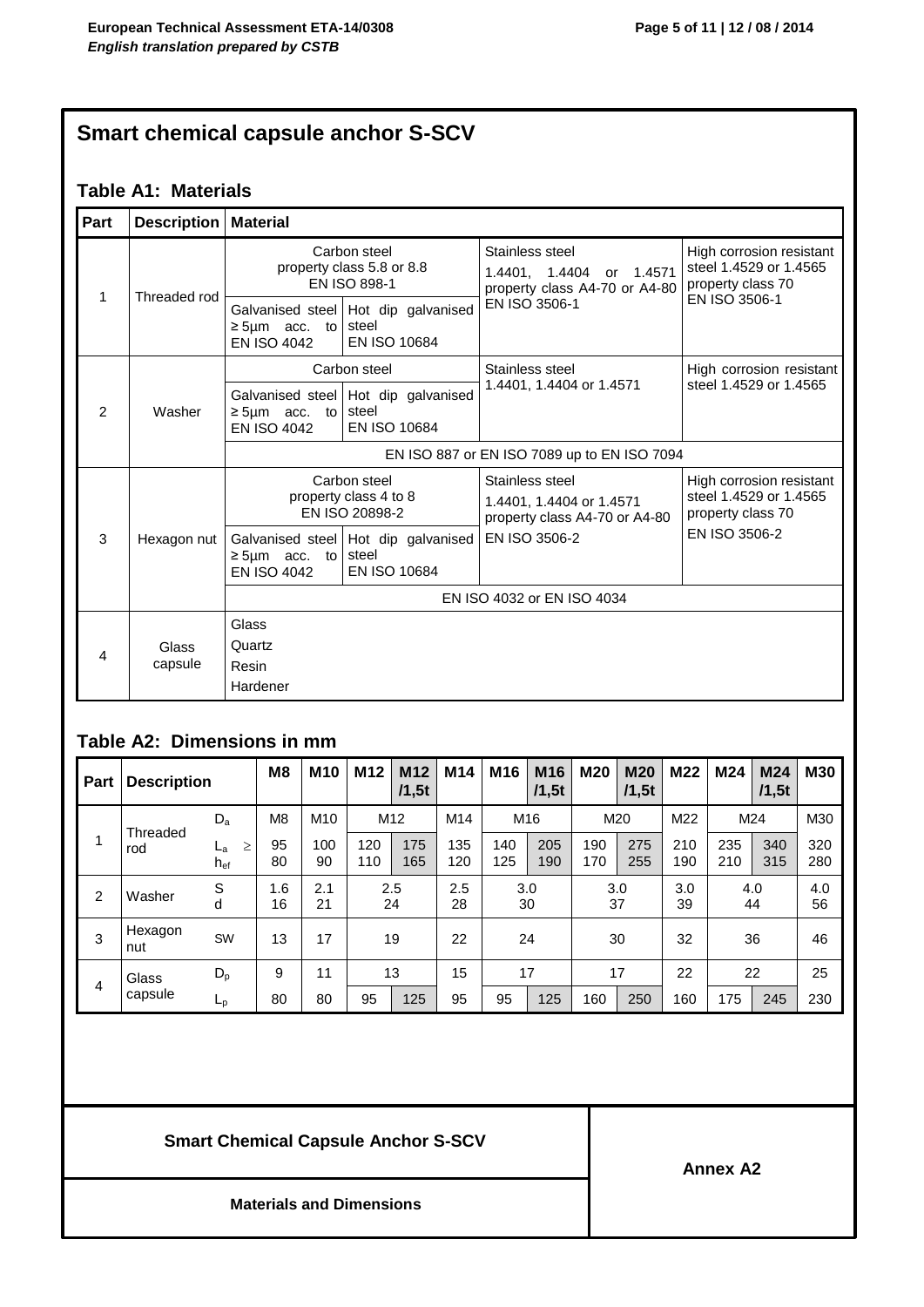## Smart chemical capsule anchor S-SCV

### Table A1: Materials

| Part | Description | Material | | | |
|---|---|---|---|---|---|
| 1 | Threaded rod | Carbon steel property class 5.8 or 8.8 EN ISO 898-1 | | Stainless steel 1.4401, 1.4404 or 1.4571 property class A4-70 or A4-80 EN ISO 3506-1 | High corrosion resistant steel 1.4529 or 1.4565 property class 70 EN ISO 3506-1 |
| | | Galvanised steel ≥ 5µm acc. to EN ISO 4042 | Hot dip galvanised steel EN ISO 10684 | | |
| 2 | Washer | Carbon steel | | Stainless steel 1.4401, 1.4404 or 1.4571 | High corrosion resistant steel 1.4529 or 1.4565 |
| | | Galvanised steel ≥ 5µm acc. to EN ISO 4042 | Hot dip galvanised steel EN ISO 10684 | | |
| | | EN ISO 887 or EN ISO 7089 up to EN ISO 7094 | | | |
| 3 | Hexagon nut | Carbon steel property class 4 to 8 EN ISO 20898-2 | | Stainless steel 1.4401, 1.4404 or 1.4571 property class A4-70 or A4-80 EN ISO 3506-2 | High corrosion resistant steel 1.4529 or 1.4565 property class 70 EN ISO 3506-2 |
| | | Galvanised steel ≥ 5µm acc. to EN ISO 4042 | Hot dip galvanised steel EN ISO 10684 | | |
| | | EN ISO 4032 or EN ISO 4034 | | | |
| 4 | Glass capsule | Glass<br>Quartz<br>Resin<br>Hardener | | | |

### Table A2: Dimensions in mm

| Part | Description | | M8 | M10 | M12 | M12 /1,5t | M14 | M16 | M16 /1,5t | M20 | M20 /1,5t | M22 | M24 | M24 /1,5t | M30 |
|---|---|---|---|---|---|---|---|---|---|---|---|---|---|---|---|
| 1 | Threaded rod | $D_a$ | M8 | M10 | M12 | | M14 | M16 | | M20 | | M22 | M24 | | M30 |
| | | $L_a$ | 95 | 100 | 120 | 175 | 135 | 140 | 205 | 190 | 275 | 210 | 235 | 340 | 320 |
| | | $\geq h_{ef}$ | 80 | 90 | 110 | 165 | 120 | 125 | 190 | 170 | 255 | 190 | 210 | 315 | 280 |
| 2 | Washer | S | 1.6 | 2.1 | 2.5 | | 2.5 | 3.0 | | 3.0 | | 3.0 | 4.0 | | 4.0 |
| | | d | 16 | 21 | 24 | | 28 | 30 | | 37 | | 39 | 44 | | 56 |
| 3 | Hexagon nut | SW | 13 | 17 | 19 | | 22 | 24 | | 30 | | 32 | 36 | | 46 |
| 4 | Glass capsule | $D_p$ | 9 | 11 | 13 | | 15 | 17 | | 17 | | 22 | 22 | | 25 |
| | | $L_p$ | 80 | 80 | 95 | 125 | 95 | 95 | 125 | 160 | 250 | 160 | 175 | 245 | 230 |

| Smart Chemical Capsule Anchor S-SCV | Annex A2 |
|---|---|
| Materials and Dimensions | |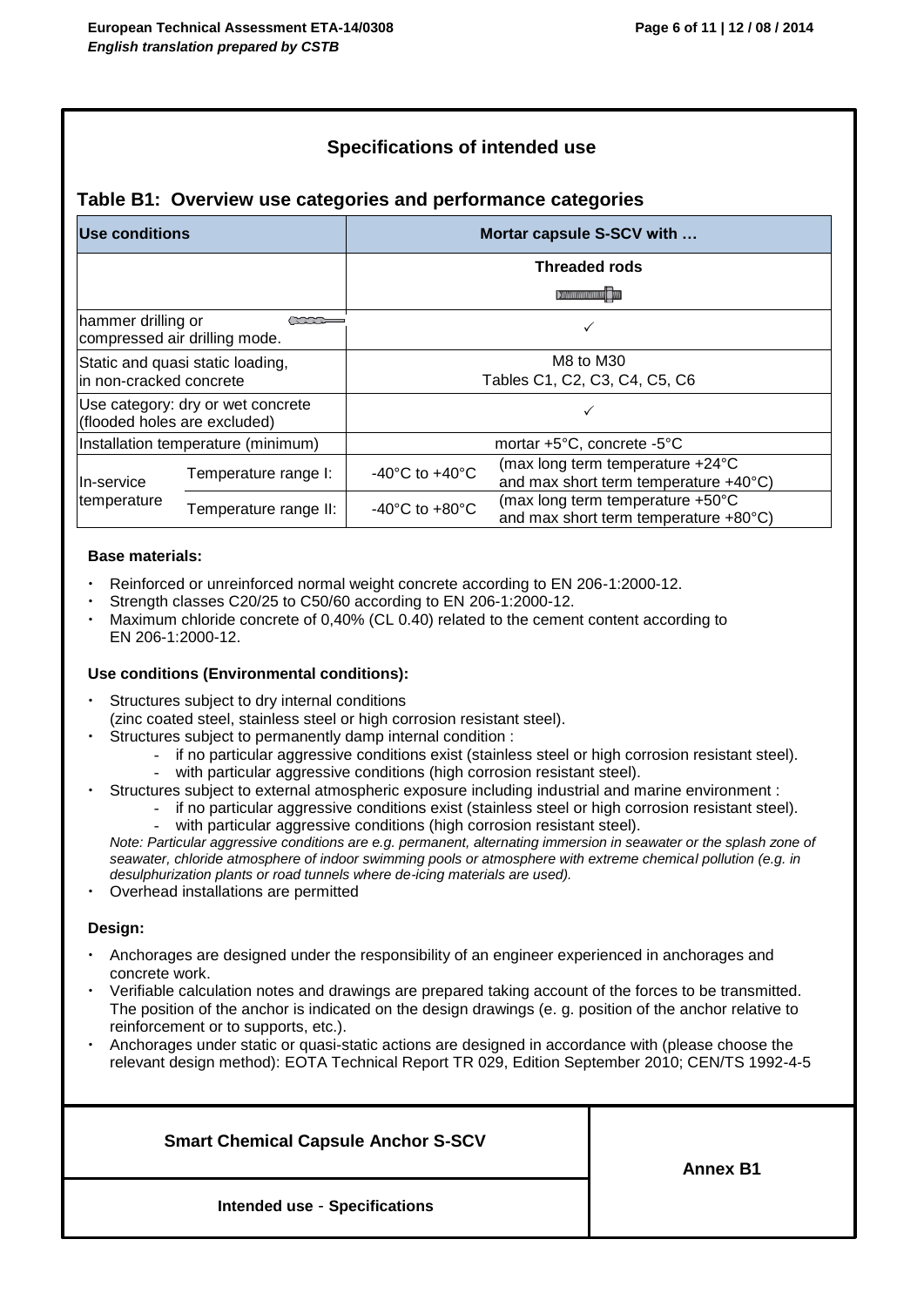## Specifications of intended use

### Table B1: Overview use categories and performance categories

| Use conditions | | Mortar capsule S-SCV with … | |
|---|---|---|---|
| | | Threaded rods | |
| hammer drilling or compressed air drilling mode. | | ✓ | |
| Static and quasi static loading, in non-cracked concrete | | M8 to M30<br>Tables C1, C2, C3, C4, C5, C6 | |
| Use category: dry or wet concrete (flooded holes are excluded) | | ✓ | |
| Installation temperature (minimum) | | mortar +5°C, concrete -5°C | |
| In-service temperature | Temperature range I: | -40°C to +40°C | (max long term temperature +24°C and max short term temperature +40°C) |
| | Temperature range II: | -40°C to +80°C | (max long term temperature +50°C and max short term temperature +80°C) |

**Base materials:**

- Reinforced or unreinforced normal weight concrete according to EN 206-1:2000-12.
- Strength classes C20/25 to C50/60 according to EN 206-1:2000-12.
- Maximum chloride concrete of 0,40% (CL 0.40) related to the cement content according to EN 206-1:2000-12.

**Use conditions (Environmental conditions):**

- Structures subject to dry internal conditions (zinc coated steel, stainless steel or high corrosion resistant steel).
- Structures subject to permanently damp internal condition :
  - if no particular aggressive conditions exist (stainless steel or high corrosion resistant steel).
  - with particular aggressive conditions (high corrosion resistant steel).
- Structures subject to external atmospheric exposure including industrial and marine environment :
  - if no particular aggressive conditions exist (stainless steel or high corrosion resistant steel).
  - with particular aggressive conditions (high corrosion resistant steel).

  *Note: Particular aggressive conditions are e.g. permanent, alternating immersion in seawater or the splash zone of seawater, chloride atmosphere of indoor swimming pools or atmosphere with extreme chemical pollution (e.g. in desulphurization plants or road tunnels where de-icing materials are used).*
- Overhead installations are permitted

**Design:**

- Anchorages are designed under the responsibility of an engineer experienced in anchorages and concrete work.
- Verifiable calculation notes and drawings are prepared taking account of the forces to be transmitted. The position of the anchor is indicated on the design drawings (e. g. position of the anchor relative to reinforcement or to supports, etc.).
- Anchorages under static or quasi-static actions are designed in accordance with (please choose the relevant design method): EOTA Technical Report TR 029, Edition September 2010; CEN/TS 1992-4-5

| Smart Chemical Capsule Anchor S-SCV | Annex B1 |
|---|---|
| Intended use - Specifications | |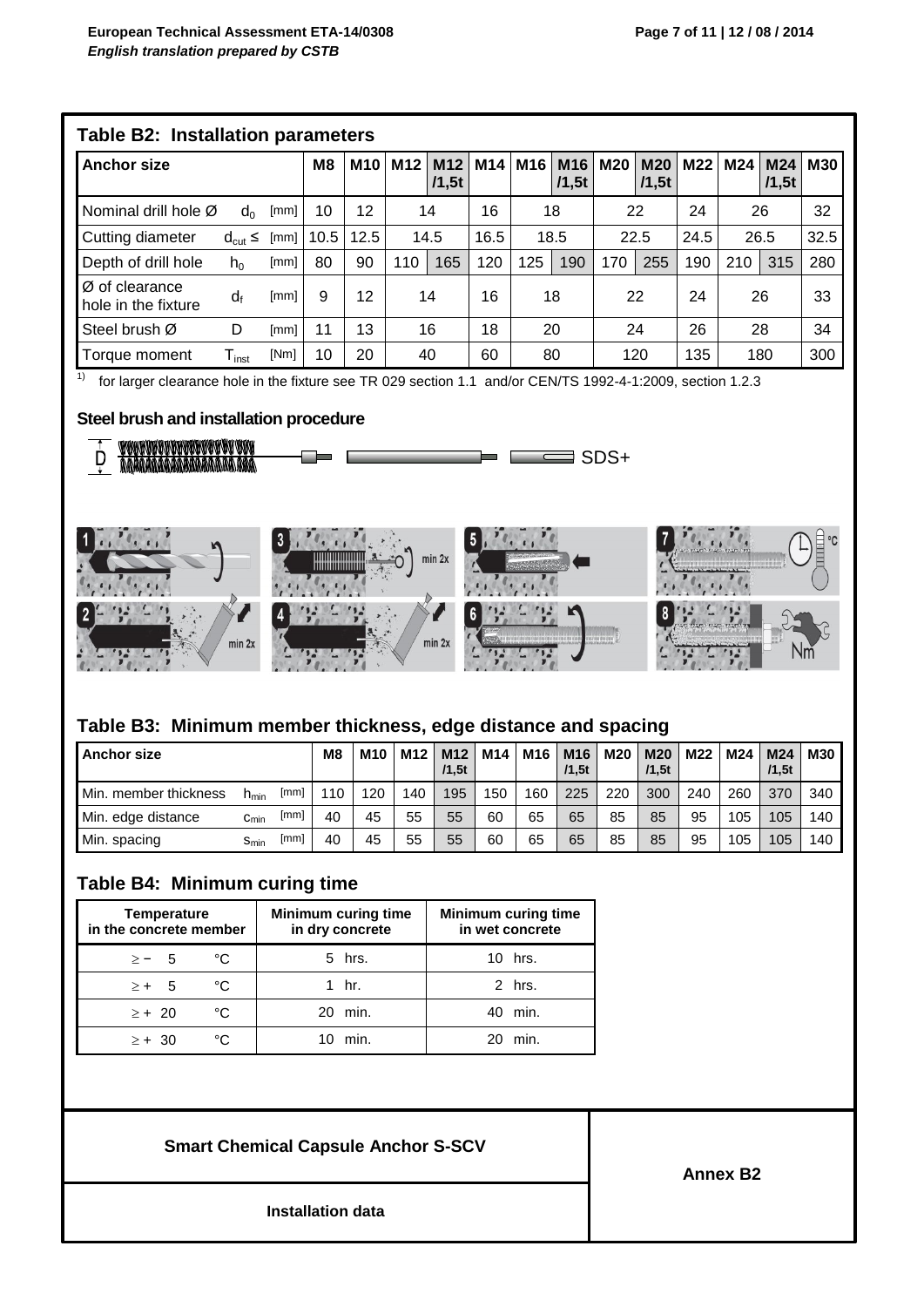## Table B2: Installation parameters

| Anchor size | | | M8 | M10 | M12 | M12 /1,5t | M14 | M16 | M16 /1,5t | M20 | M20 /1,5t | M22 | M24 | M24 /1,5t | M30 |
|---|---|---|---|---|---|---|---|---|---|---|---|---|---|---|---|
| Nominal drill hole Ø | $d_0$ | [mm] | 10 | 12 | 14 | | 16 | 18 | | 22 | | 24 | 26 | | 32 |
| Cutting diameter | $d_{cut} \leq$ | [mm] | 10.5 | 12.5 | 14.5 | | 16.5 | 18.5 | | 22.5 | | 24.5 | 26.5 | | 32.5 |
| Depth of drill hole | $h_0$ | [mm] | 80 | 90 | 110 | 165 | 120 | 125 | 190 | 170 | 255 | 190 | 210 | 315 | 280 |
| Ø of clearance hole in the fixture | $d_f$ | [mm] | 9 | 12 | 14 | | 16 | 18 | | 22 | | 24 | 26 | | 33 |
| Steel brush Ø | D | [mm] | 11 | 13 | 16 | | 18 | 20 | | 24 | | 26 | 28 | | 34 |
| Torque moment | $T_{inst}$ | [Nm] | 10 | 20 | 40 | | 60 | 80 | | 120 | | 135 | 180 | | 300 |

[1] for larger clearance hole in the fixture see TR 029 section 1.1 and/or CEN/TS 1992-4-1:2009, section 1.2.3

### Steel brush and installation procedure

D SDS+

1 2 min 2x 3 min 2x 4 min 2x 5 6 7 °C 8 Nm

## Table B3: Minimum member thickness, edge distance and spacing

| Anchor size | | | M8 | M10 | M12 | M12 /1,5t | M14 | M16 | M16 /1,5t | M20 | M20 /1,5t | M22 | M24 | M24 /1,5t | M30 |
|---|---|---|---|---|---|---|---|---|---|---|---|---|---|---|---|
| Min. member thickness | $h_{min}$ | [mm] | 110 | 120 | 140 | 195 | 150 | 160 | 225 | 220 | 300 | 240 | 260 | 370 | 340 |
| Min. edge distance | $c_{min}$ | [mm] | 40 | 45 | 55 | 55 | 60 | 65 | 65 | 85 | 85 | 95 | 105 | 105 | 140 |
| Min. spacing | $s_{min}$ | [mm] | 40 | 45 | 55 | 55 | 60 | 65 | 65 | 85 | 85 | 95 | 105 | 105 | 140 |

## Table B4: Minimum curing time

| Temperature in the concrete member | Minimum curing time in dry concrete | Minimum curing time in wet concrete |
|---|---|---|
| ≥ − 5 °C | 5 hrs. | 10 hrs. |
| ≥ + 5 °C | 1 hr. | 2 hrs. |
| ≥ + 20 °C | 20 min. | 40 min. |
| ≥ + 30 °C | 10 min. | 20 min. |

**Smart Chemical Capsule Anchor S-SCV**

**Installation data**

**Annex B2**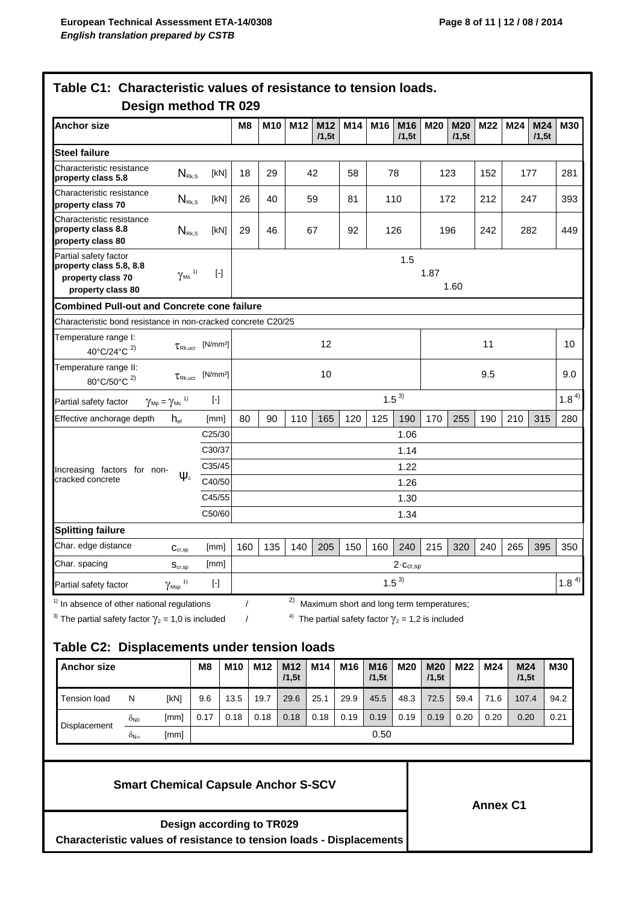## Table C1: Characteristic values of resistance to tension loads. Design method TR 029

| Anchor size | | | M8 | M10 | M12 | M12 /1,5t | M14 | M16 | M16 /1,5t | M20 | M20 /1,5t | M22 | M24 | M24 /1,5t | M30 |
|---|---|---|---|---|---|---|---|---|---|---|---|---|---|---|---|
| **Steel failure** | | | | | | | | | | | | | | | |
| Characteristic resistance **property class 5.8** | $N_{Rk,S}$ | [kN] | 18 | 29 | 42 | | 58 | 78 | | 123 | | 152 | 177 | | 281 |
| Characteristic resistance **property class 70** | $N_{Rk,S}$ | [kN] | 26 | 40 | 59 | | 81 | 110 | | 172 | | 212 | 247 | | 393 |
| Characteristic resistance **property class 8.8** **property class 80** | $N_{Rk,S}$ | [kN] | 29 | 46 | 67 | | 92 | 126 | | 196 | | 242 | 282 | | 449 |
| Partial safety factor **property class 5.8, 8.8** | $\gamma_{Ms}$ [1] | [-] | 1.5 | | | | | | | | | | | | |
| **property class 70** | $\gamma_{Ms}$ [1] | [-] | 1.87 | | | | | | | | | | | | |
| **property class 80** | $\gamma_{Ms}$ [1] | [-] | 1.60 | | | | | | | | | | | | |
| **Combined Pull-out and Concrete cone failure** | | | | | | | | | | | | | | | |
| Characteristic bond resistance in non-cracked concrete C20/25 | | | | | | | | | | | | | | | |
| Temperature range I: 40°C/24°C [2] | $\tau_{Rk,ucr}$ | [N/mm²] | 12 | | | | | | | 11 | | | | | 10 |
| Temperature range II: 80°C/50°C [2] | $\tau_{Rk,ucr}$ | [N/mm²] | 10 | | | | | | | 9.5 | | | | | 9.0 |
| Partial safety factor | $\gamma_{Mp} = \gamma_{Mc}$ [1] | [-] | 1.5 [3] | | | | | | | | | | | | 1.8 [4] |
| Effective anchorage depth | $h_{ef}$ | [mm] | 80 | 90 | 110 | 165 | 120 | 125 | 190 | 170 | 255 | 190 | 210 | 315 | 280 |
| Increasing factors for non-cracked concrete | $\psi_c$ | C25/30 | 1.06 | | | | | | | | | | | | |
| | | C30/37 | 1.14 | | | | | | | | | | | | |
| | | C35/45 | 1.22 | | | | | | | | | | | | |
| | | C40/50 | 1.26 | | | | | | | | | | | | |
| | | C45/55 | 1.30 | | | | | | | | | | | | |
| | | C50/60 | 1.34 | | | | | | | | | | | | |
| **Splitting failure** | | | | | | | | | | | | | | | |
| Char. edge distance | $c_{cr,sp}$ | [mm] | 160 | 135 | 140 | 205 | 150 | 160 | 240 | 215 | 320 | 240 | 265 | 395 | 350 |
| Char. spacing | $s_{cr,sp}$ | [mm] | $2 \cdot c_{cr,sp}$ | | | | | | | | | | | | |
| Partial safety factor | $\gamma_{Msp}$ [1] | [-] | 1.5 [3] | | | | | | | | | | | | 1.8 [4] |

[1] In absence of other national regulations / [2] Maximum short and long term temperatures;

[3] The partial safety factor $\gamma_2 = 1{,}0$ is included / [4] The partial safety factor $\gamma_2 = 1{,}2$ is included

## Table C2: Displacements under tension loads

| Anchor size | | | M8 | M10 | M12 | M12 /1,5t | M14 | M16 | M16 /1,5t | M20 | M20 /1,5t | M22 | M24 | M24 /1,5t | M30 |
|---|---|---|---|---|---|---|---|---|---|---|---|---|---|---|---|
| Tension load | N | [kN] | 9.6 | 13.5 | 19.7 | 29.6 | 25.1 | 29.9 | 45.5 | 48.3 | 72.5 | 59.4 | 71.6 | 107.4 | 94.2 |
| Displacement | $\delta_{N0}$ | [mm] | 0.17 | 0.18 | 0.18 | 0.18 | 0.18 | 0.19 | 0.19 | 0.19 | 0.19 | 0.20 | 0.20 | 0.20 | 0.21 |
| | $\delta_{N\infty}$ | [mm] | 0.50 | | | | | | | | | | | | |

**Smart Chemical Capsule Anchor S-SCV**

**Design according to TR029**
**Characteristic values of resistance to tension loads - Displacements**

**Annex C1**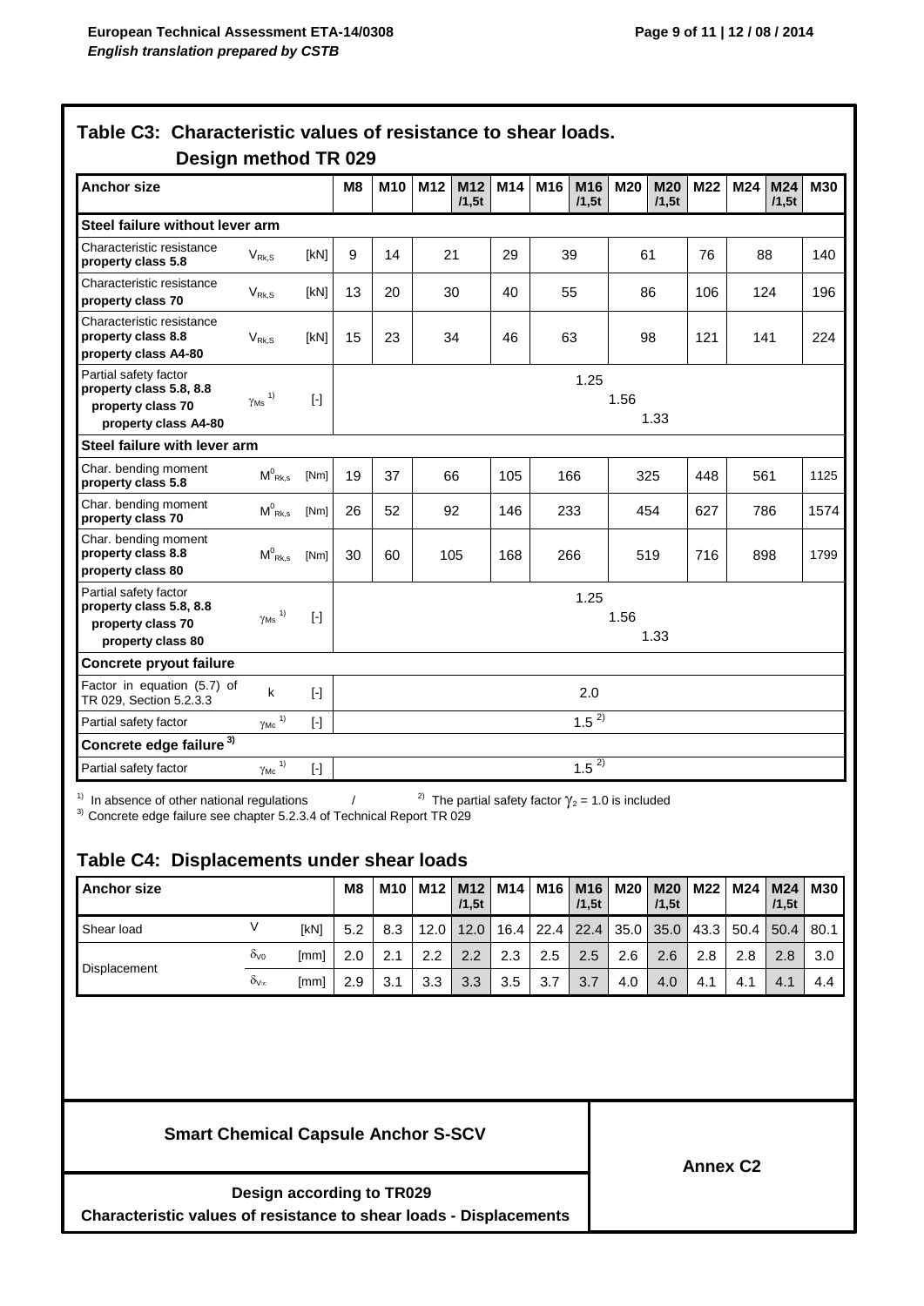## Table C3: Characteristic values of resistance to shear loads. Design method TR 029

| Anchor size | | | M8 | M10 | M12 | M12 /1,5t | M14 | M16 | M16 /1,5t | M20 | M20 /1,5t | M22 | M24 | M24 /1,5t | M30 |
|---|---|---|---|---|---|---|---|---|---|---|---|---|---|---|---|
| **Steel failure without lever arm** | | | | | | | | | | | | | | | |
| Characteristic resistance **property class 5.8** | $V_{Rk,S}$ | [kN] | 9 | 14 | 21 | | 29 | 39 | | 61 | | 76 | 88 | | 140 |
| Characteristic resistance **property class 70** | $V_{Rk,S}$ | [kN] | 13 | 20 | 30 | | 40 | 55 | | 86 | | 106 | 124 | | 196 |
| Characteristic resistance **property class 8.8** **property class A4-80** | $V_{Rk,S}$ | [kN] | 15 | 23 | 34 | | 46 | 63 | | 98 | | 121 | 141 | | 224 |
| Partial safety factor **property class 5.8, 8.8** | $\gamma_{Ms}$ [1)] | [-] | 1.25 | | | | | | | | | | | | |
| **property class 70** | | | 1.56 | | | | | | | | | | | | |
| **property class A4-80** | | | 1.33 | | | | | | | | | | | | |
| **Steel failure with lever arm** | | | | | | | | | | | | | | | |
| Char. bending moment **property class 5.8** | $M^0_{Rk,s}$ | [Nm] | 19 | 37 | 66 | | 105 | 166 | | 325 | | 448 | 561 | | 1125 |
| Char. bending moment **property class 70** | $M^0_{Rk,s}$ | [Nm] | 26 | 52 | 92 | | 146 | 233 | | 454 | | 627 | 786 | | 1574 |
| Char. bending moment **property class 8.8** **property class 80** | $M^0_{Rk,s}$ | [Nm] | 30 | 60 | 105 | | 168 | 266 | | 519 | | 716 | 898 | | 1799 |
| Partial safety factor **property class 5.8, 8.8** | $\gamma_{Ms}$ [1)] | [-] | 1.25 | | | | | | | | | | | | |
| **property class 70** | | | 1.56 | | | | | | | | | | | | |
| **property class 80** | | | 1.33 | | | | | | | | | | | | |
| **Concrete pryout failure** | | | | | | | | | | | | | | | |
| Factor in equation (5.7) of TR 029, Section 5.2.3.3 | k | [-] | 2.0 | | | | | | | | | | | | |
| Partial safety factor | $\gamma_{Mc}$ [1)] | [-] | 1.5 [2)] | | | | | | | | | | | | |
| **Concrete edge failure** [3)] | | | | | | | | | | | | | | | |
| Partial safety factor | $\gamma_{Mc}$ [1)] | [-] | 1.5 [2)] | | | | | | | | | | | | |

[1)] In absence of other national regulations / [2)] The partial safety factor $\gamma_2 = 1.0$ is included
[3)] Concrete edge failure see chapter 5.2.3.4 of Technical Report TR 029

## Table C4: Displacements under shear loads

| Anchor size | | | M8 | M10 | M12 | M12 /1,5t | M14 | M16 | M16 /1,5t | M20 | M20 /1,5t | M22 | M24 | M24 /1,5t | M30 |
|---|---|---|---|---|---|---|---|---|---|---|---|---|---|---|---|
| Shear load | V | [kN] | 5.2 | 8.3 | 12.0 | 12.0 | 16.4 | 22.4 | 22.4 | 35.0 | 35.0 | 43.3 | 50.4 | 50.4 | 80.1 |
| Displacement | $\delta_{V0}$ | [mm] | 2.0 | 2.1 | 2.2 | 2.2 | 2.3 | 2.5 | 2.5 | 2.6 | 2.6 | 2.8 | 2.8 | 2.8 | 3.0 |
| | $\delta_{V\infty}$ | [mm] | 2.9 | 3.1 | 3.3 | 3.3 | 3.5 | 3.7 | 3.7 | 4.0 | 4.0 | 4.1 | 4.1 | 4.1 | 4.4 |

**Smart Chemical Capsule Anchor S-SCV**

**Design according to TR029**
**Characteristic values of resistance to shear loads - Displacements**

**Annex C2**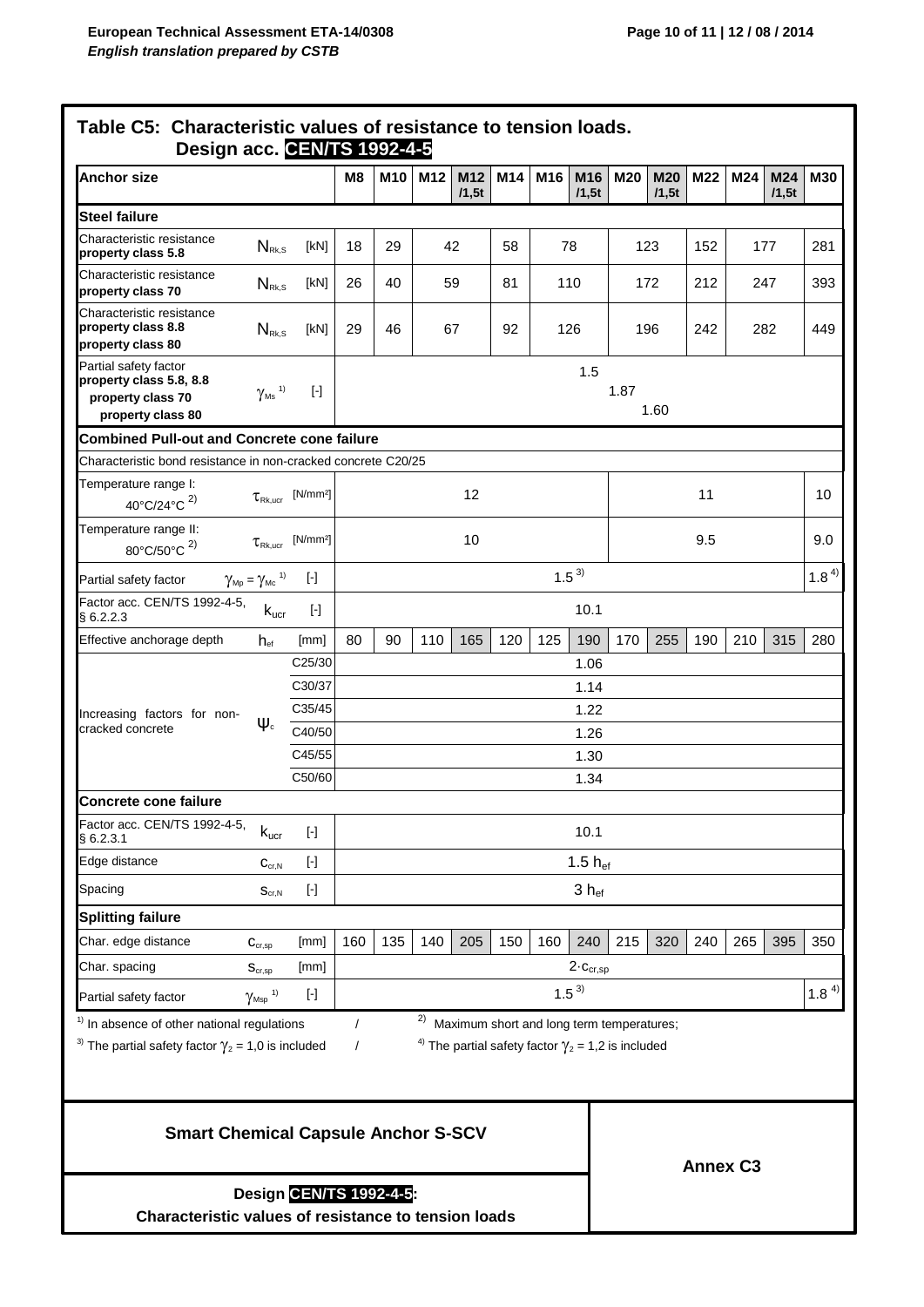## Table C5: Characteristic values of resistance to tension loads. Design acc. CEN/TS 1992-4-5

| Anchor size | | | M8 | M10 | M12 | M12 /1,5t | M14 | M16 | M16 /1,5t | M20 | M20 /1,5t | M22 | M24 | M24 /1,5t | M30 |
|---|---|---|---|---|---|---|---|---|---|---|---|---|---|---|---|
| **Steel failure** | | | | | | | | | | | | | | | |
| Characteristic resistance **property class 5.8** | $N_{Rk,S}$ | [kN] | 18 | 29 | 42 | | 58 | 78 | | 123 | | 152 | 177 | | 281 |
| Characteristic resistance **property class 70** | $N_{Rk,S}$ | [kN] | 26 | 40 | 59 | | 81 | 110 | | 172 | | 212 | 247 | | 393 |
| Characteristic resistance **property class 8.8** **property class 80** | $N_{Rk,S}$ | [kN] | 29 | 46 | 67 | | 92 | 126 | | 196 | | 242 | 282 | | 449 |
| Partial safety factor **property class 5.8, 8.8** | $\gamma_{Ms}$ [1] | [-] | 1.5 | | | | | | | | | | | | |
| **property class 70** | $\gamma_{Ms}$ [1] | [-] | 1.87 | | | | | | | | | | | | |
| **property class 80** | $\gamma_{Ms}$ [1] | [-] | 1.60 | | | | | | | | | | | | |
| **Combined Pull-out and Concrete cone failure** | | | | | | | | | | | | | | | |
| Characteristic bond resistance in non-cracked concrete C20/25 | | | | | | | | | | | | | | | |
| Temperature range I: 40°C/24°C [2] | $\tau_{Rk,ucr}$ | [N/mm²] | 12 | | | | | | | 11 | | | | | 10 |
| Temperature range II: 80°C/50°C [2] | $\tau_{Rk,ucr}$ | [N/mm²] | 10 | | | | | | | 9.5 | | | | | 9.0 |
| Partial safety factor | $\gamma_{Mp} = \gamma_{Mc}$ [1] | [-] | 1.5 [3] | | | | | | | | | | | | 1.8 [4] |
| Factor acc. CEN/TS 1992-4-5, § 6.2.2.3 | $k_{ucr}$ | [-] | 10.1 | | | | | | | | | | | | |
| Effective anchorage depth | $h_{ef}$ | [mm] | 80 | 90 | 110 | 165 | 120 | 125 | 190 | 170 | 255 | 190 | 210 | 315 | 280 |
| Increasing factors for non-cracked concrete | $\psi_c$ | C25/30 | 1.06 | | | | | | | | | | | | |
| | | C30/37 | 1.14 | | | | | | | | | | | | |
| | | C35/45 | 1.22 | | | | | | | | | | | | |
| | | C40/50 | 1.26 | | | | | | | | | | | | |
| | | C45/55 | 1.30 | | | | | | | | | | | | |
| | | C50/60 | 1.34 | | | | | | | | | | | | |
| **Concrete cone failure** | | | | | | | | | | | | | | | |
| Factor acc. CEN/TS 1992-4-5, § 6.2.3.1 | $k_{ucr}$ | [-] | 10.1 | | | | | | | | | | | | |
| Edge distance | $c_{cr,N}$ | [-] | 1.5 $h_{ef}$ | | | | | | | | | | | | |
| Spacing | $s_{cr,N}$ | [-] | 3 $h_{ef}$ | | | | | | | | | | | | |
| **Splitting failure** | | | | | | | | | | | | | | | |
| Char. edge distance | $c_{cr,sp}$ | [mm] | 160 | 135 | 140 | 205 | 150 | 160 | 240 | 215 | 320 | 240 | 265 | 395 | 350 |
| Char. spacing | $s_{cr,sp}$ | [mm] | $2 \cdot c_{cr,sp}$ | | | | | | | | | | | | |
| Partial safety factor | $\gamma_{Msp}$ [1] | [-] | 1.5 [3] | | | | | | | | | | | | 1.8 [4] |

[1] In absence of other national regulations / [2] Maximum short and long term temperatures;

[3] The partial safety factor $\gamma_2 = 1{,}0$ is included / [4] The partial safety factor $\gamma_2 = 1{,}2$ is included

**Smart Chemical Capsule Anchor S-SCV**

**Design CEN/TS 1992-4-5: Characteristic values of resistance to tension loads**

**Annex C3**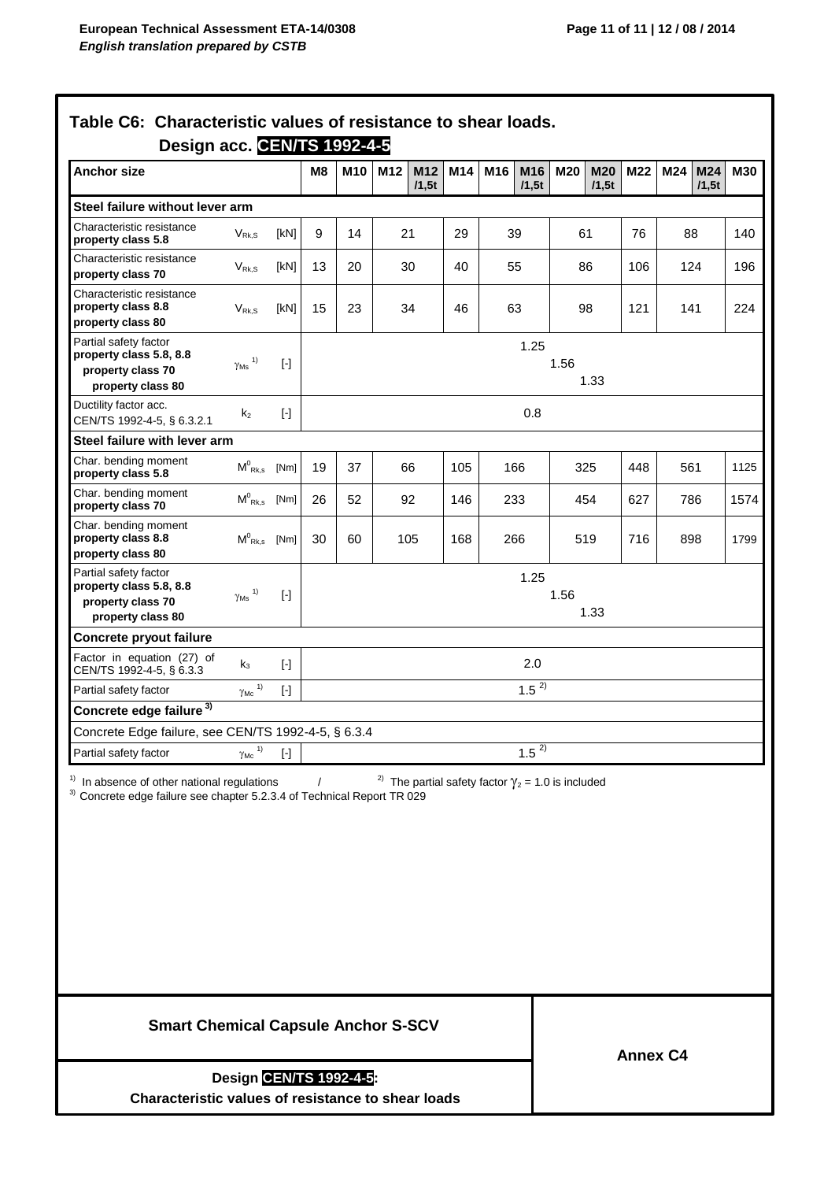## Table C6: Characteristic values of resistance to shear loads. Design acc. CEN/TS 1992-4-5

| Anchor size | | | M8 | M10 | M12 | M12 /1,5t | M14 | M16 | M16 /1,5t | M20 | M20 /1,5t | M22 | M24 | M24 /1,5t | M30 |
|---|---|---|---|---|---|---|---|---|---|---|---|---|---|---|---|
| **Steel failure without lever arm** | | | | | | | | | | | | | | | |
| Characteristic resistance **property class 5.8** | $V_{Rk,S}$ | [kN] | 9 | 14 | 21 | | 29 | 39 | | 61 | | 76 | 88 | | 140 |
| Characteristic resistance **property class 70** | $V_{Rk,S}$ | [kN] | 13 | 20 | 30 | | 40 | 55 | | 86 | | 106 | 124 | | 196 |
| Characteristic resistance **property class 8.8 property class 80** | $V_{Rk,S}$ | [kN] | 15 | 23 | 34 | | 46 | 63 | | 98 | | 121 | 141 | | 224 |
| Partial safety factor **property class 5.8, 8.8** / **property class 70** / **property class 80** | $\gamma_{Ms}$ 1) | [-] | 1.25 / 1.56 / 1.33 | | | | | | | | | | | | |
| Ductility factor acc. CEN/TS 1992-4-5, § 6.3.2.1 | $k_2$ | [-] | 0.8 | | | | | | | | | | | | |
| **Steel failure with lever arm** | | | | | | | | | | | | | | | |
| Char. bending moment **property class 5.8** | $M^0_{Rk,s}$ | [Nm] | 19 | 37 | 66 | | 105 | 166 | | 325 | | 448 | 561 | | 1125 |
| Char. bending moment **property class 70** | $M^0_{Rk,s}$ | [Nm] | 26 | 52 | 92 | | 146 | 233 | | 454 | | 627 | 786 | | 1574 |
| Char. bending moment **property class 8.8 property class 80** | $M^0_{Rk,s}$ | [Nm] | 30 | 60 | 105 | | 168 | 266 | | 519 | | 716 | 898 | | 1799 |
| Partial safety factor **property class 5.8, 8.8** / **property class 70** / **property class 80** | $\gamma_{Ms}$ 1) | [-] | 1.25 / 1.56 / 1.33 | | | | | | | | | | | | |
| **Concrete pryout failure** | | | | | | | | | | | | | | | |
| Factor in equation (27) of CEN/TS 1992-4-5, § 6.3.3 | $k_3$ | [-] | 2.0 | | | | | | | | | | | | |
| Partial safety factor | $\gamma_{Mc}$ 1) | [-] | 1.5 2) | | | | | | | | | | | | |
| **Concrete edge failure 3)** | | | | | | | | | | | | | | | |
| Concrete Edge failure, see CEN/TS 1992-4-5, § 6.3.4 | | | | | | | | | | | | | | | |
| Partial safety factor | $\gamma_{Mc}$ 1) | [-] | 1.5 2) | | | | | | | | | | | | |

1) In absence of other national regulations / 2) The partial safety factor $\gamma_2 = 1.0$ is included
3) Concrete edge failure see chapter 5.2.3.4 of Technical Report TR 029

**Smart Chemical Capsule Anchor S-SCV**

**Design CEN/TS 1992-4-5:**
**Characteristic values of resistance to shear loads**

**Annex C4**